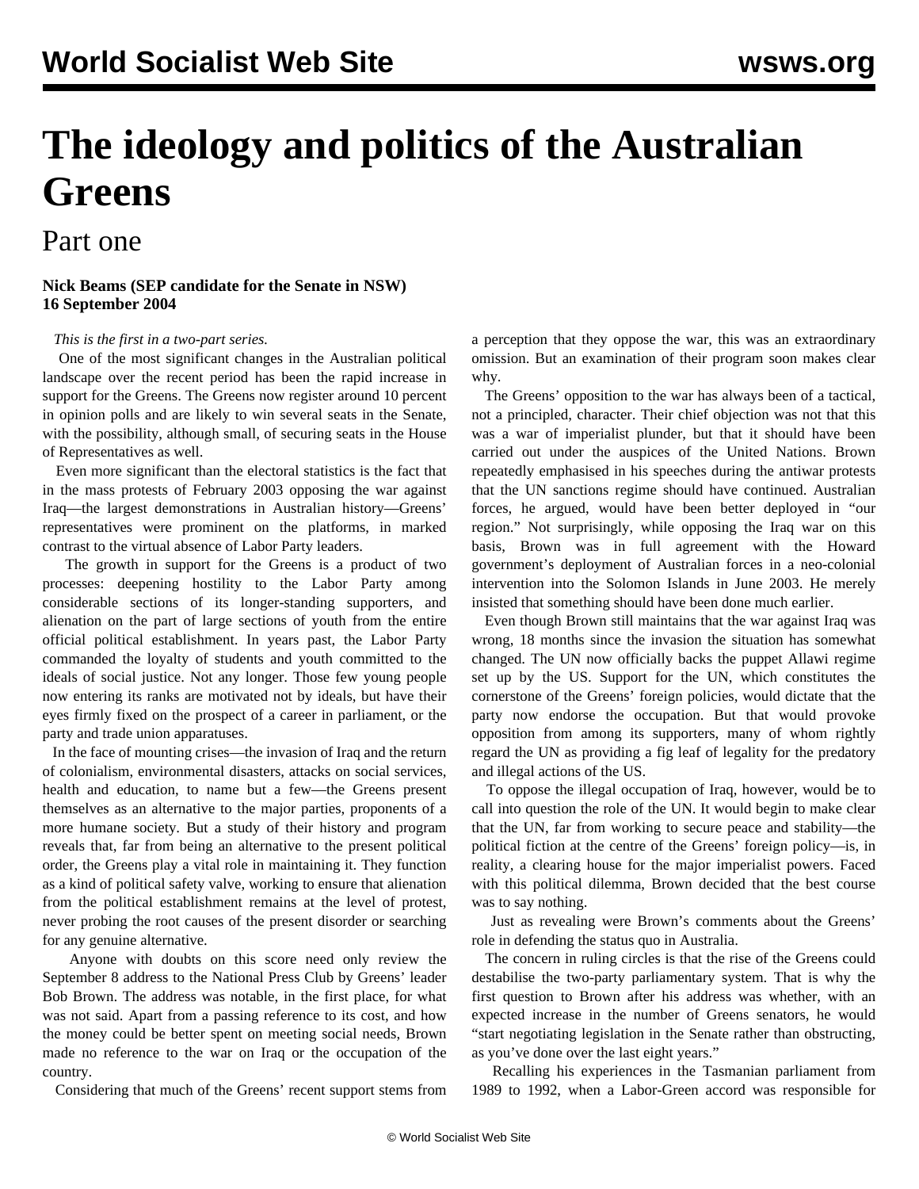# The ideology and politics of the Australian Greens

## Part one

**Nick Beams (SEP candidate for the Senate in NSW)**
**16 September 2004**

*This is the first in a two-part series.*

One of the most significant changes in the Australian political landscape over the recent period has been the rapid increase in support for the Greens. The Greens now register around 10 percent in opinion polls and are likely to win several seats in the Senate, with the possibility, although small, of securing seats in the House of Representatives as well.

Even more significant than the electoral statistics is the fact that in the mass protests of February 2003 opposing the war against Iraq—the largest demonstrations in Australian history—Greens' representatives were prominent on the platforms, in marked contrast to the virtual absence of Labor Party leaders.

The growth in support for the Greens is a product of two processes: deepening hostility to the Labor Party among considerable sections of its longer-standing supporters, and alienation on the part of large sections of youth from the entire official political establishment. In years past, the Labor Party commanded the loyalty of students and youth committed to the ideals of social justice. Not any longer. Those few young people now entering its ranks are motivated not by ideals, but have their eyes firmly fixed on the prospect of a career in parliament, or the party and trade union apparatuses.

In the face of mounting crises—the invasion of Iraq and the return of colonialism, environmental disasters, attacks on social services, health and education, to name but a few—the Greens present themselves as an alternative to the major parties, proponents of a more humane society. But a study of their history and program reveals that, far from being an alternative to the present political order, the Greens play a vital role in maintaining it. They function as a kind of political safety valve, working to ensure that alienation from the political establishment remains at the level of protest, never probing the root causes of the present disorder or searching for any genuine alternative.

Anyone with doubts on this score need only review the September 8 address to the National Press Club by Greens' leader Bob Brown. The address was notable, in the first place, for what was not said. Apart from a passing reference to its cost, and how the money could be better spent on meeting social needs, Brown made no reference to the war on Iraq or the occupation of the country.

Considering that much of the Greens' recent support stems from a perception that they oppose the war, this was an extraordinary omission. But an examination of their program soon makes clear why.

The Greens' opposition to the war has always been of a tactical, not a principled, character. Their chief objection was not that this was a war of imperialist plunder, but that it should have been carried out under the auspices of the United Nations. Brown repeatedly emphasised in his speeches during the antiwar protests that the UN sanctions regime should have continued. Australian forces, he argued, would have been better deployed in "our region." Not surprisingly, while opposing the Iraq war on this basis, Brown was in full agreement with the Howard government's deployment of Australian forces in a neo-colonial intervention into the Solomon Islands in June 2003. He merely insisted that something should have been done much earlier.

Even though Brown still maintains that the war against Iraq was wrong, 18 months since the invasion the situation has somewhat changed. The UN now officially backs the puppet Allawi regime set up by the US. Support for the UN, which constitutes the cornerstone of the Greens' foreign policies, would dictate that the party now endorse the occupation. But that would provoke opposition from among its supporters, many of whom rightly regard the UN as providing a fig leaf of legality for the predatory and illegal actions of the US.

To oppose the illegal occupation of Iraq, however, would be to call into question the role of the UN. It would begin to make clear that the UN, far from working to secure peace and stability—the political fiction at the centre of the Greens' foreign policy—is, in reality, a clearing house for the major imperialist powers. Faced with this political dilemma, Brown decided that the best course was to say nothing.

Just as revealing were Brown's comments about the Greens' role in defending the status quo in Australia.

The concern in ruling circles is that the rise of the Greens could destabilise the two-party parliamentary system. That is why the first question to Brown after his address was whether, with an expected increase in the number of Greens senators, he would "start negotiating legislation in the Senate rather than obstructing, as you've done over the last eight years."

Recalling his experiences in the Tasmanian parliament from 1989 to 1992, when a Labor-Green accord was responsible for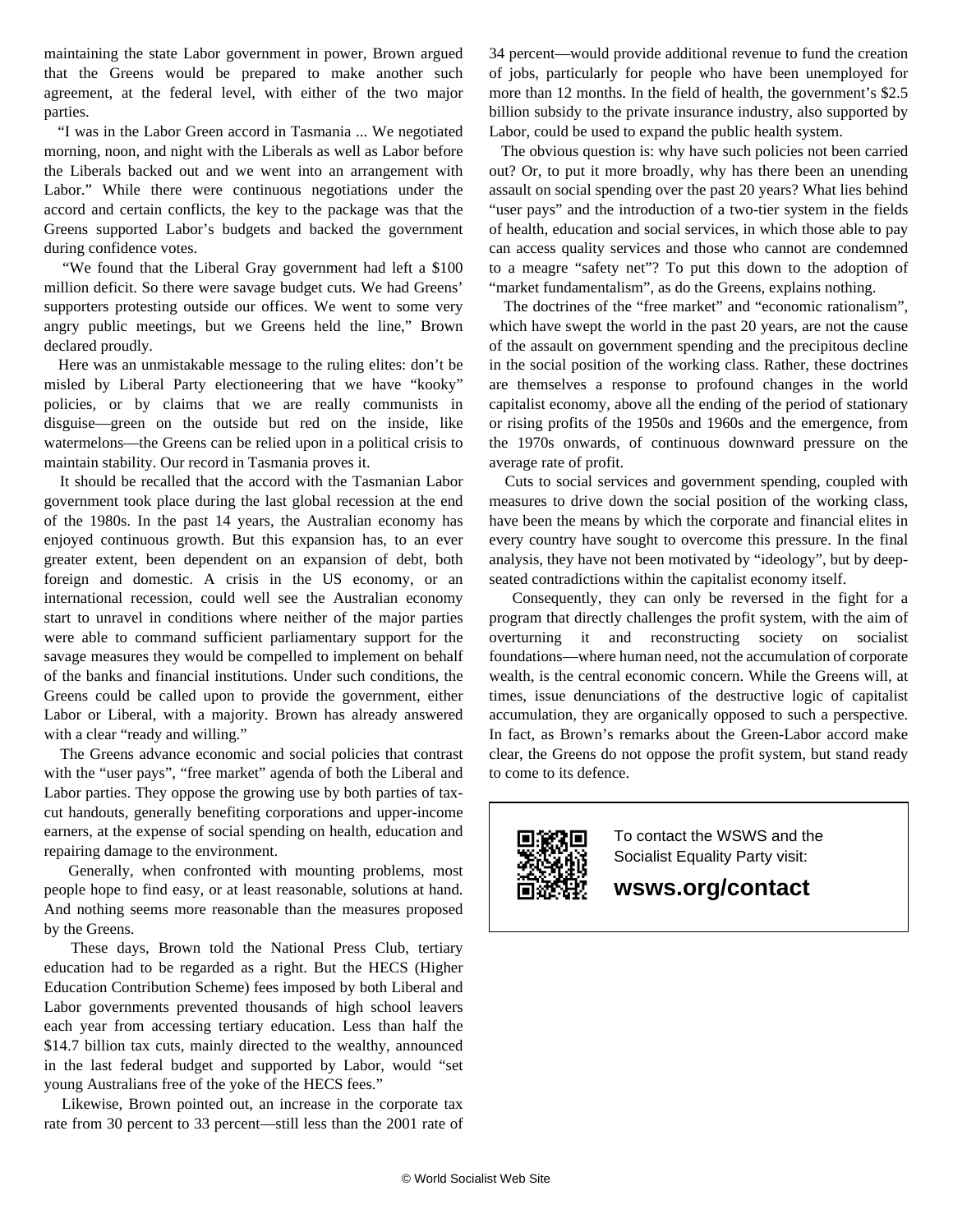maintaining the state Labor government in power, Brown argued that the Greens would be prepared to make another such agreement, at the federal level, with either of the two major parties.

"I was in the Labor Green accord in Tasmania ... We negotiated morning, noon, and night with the Liberals as well as Labor before the Liberals backed out and we went into an arrangement with Labor." While there were continuous negotiations under the accord and certain conflicts, the key to the package was that the Greens supported Labor's budgets and backed the government during confidence votes.

"We found that the Liberal Gray government had left a $100 million deficit. So there were savage budget cuts. We had Greens' supporters protesting outside our offices. We went to some very angry public meetings, but we Greens held the line," Brown declared proudly.

Here was an unmistakable message to the ruling elites: don't be misled by Liberal Party electioneering that we have "kooky" policies, or by claims that we are really communists in disguise—green on the outside but red on the inside, like watermelons—the Greens can be relied upon in a political crisis to maintain stability. Our record in Tasmania proves it.

It should be recalled that the accord with the Tasmanian Labor government took place during the last global recession at the end of the 1980s. In the past 14 years, the Australian economy has enjoyed continuous growth. But this expansion has, to an ever greater extent, been dependent on an expansion of debt, both foreign and domestic. A crisis in the US economy, or an international recession, could well see the Australian economy start to unravel in conditions where neither of the major parties were able to command sufficient parliamentary support for the savage measures they would be compelled to implement on behalf of the banks and financial institutions. Under such conditions, the Greens could be called upon to provide the government, either Labor or Liberal, with a majority. Brown has already answered with a clear "ready and willing."

The Greens advance economic and social policies that contrast with the "user pays", "free market" agenda of both the Liberal and Labor parties. They oppose the growing use by both parties of tax-cut handouts, generally benefiting corporations and upper-income earners, at the expense of social spending on health, education and repairing damage to the environment.

Generally, when confronted with mounting problems, most people hope to find easy, or at least reasonable, solutions at hand. And nothing seems more reasonable than the measures proposed by the Greens.

These days, Brown told the National Press Club, tertiary education had to be regarded as a right. But the HECS (Higher Education Contribution Scheme) fees imposed by both Liberal and Labor governments prevented thousands of high school leavers each year from accessing tertiary education. Less than half the $14.7 billion tax cuts, mainly directed to the wealthy, announced in the last federal budget and supported by Labor, would "set young Australians free of the yoke of the HECS fees."

Likewise, Brown pointed out, an increase in the corporate tax rate from 30 percent to 33 percent—still less than the 2001 rate of 34 percent—would provide additional revenue to fund the creation of jobs, particularly for people who have been unemployed for more than 12 months. In the field of health, the government's $2.5 billion subsidy to the private insurance industry, also supported by Labor, could be used to expand the public health system.

The obvious question is: why have such policies not been carried out? Or, to put it more broadly, why has there been an unending assault on social spending over the past 20 years? What lies behind "user pays" and the introduction of a two-tier system in the fields of health, education and social services, in which those able to pay can access quality services and those who cannot are condemned to a meagre "safety net"? To put this down to the adoption of "market fundamentalism", as do the Greens, explains nothing.

The doctrines of the "free market" and "economic rationalism", which have swept the world in the past 20 years, are not the cause of the assault on government spending and the precipitous decline in the social position of the working class. Rather, these doctrines are themselves a response to profound changes in the world capitalist economy, above all the ending of the period of stationary or rising profits of the 1950s and 1960s and the emergence, from the 1970s onwards, of continuous downward pressure on the average rate of profit.

Cuts to social services and government spending, coupled with measures to drive down the social position of the working class, have been the means by which the corporate and financial elites in every country have sought to overcome this pressure. In the final analysis, they have not been motivated by "ideology", but by deep-seated contradictions within the capitalist economy itself.

Consequently, they can only be reversed in the fight for a program that directly challenges the profit system, with the aim of overturning it and reconstructing society on socialist foundations—where human need, not the accumulation of corporate wealth, is the central economic concern. While the Greens will, at times, issue denunciations of the destructive logic of capitalist accumulation, they are organically opposed to such a perspective. In fact, as Brown's remarks about the Green-Labor accord make clear, the Greens do not oppose the profit system, but stand ready to come to its defence.

To contact the WSWS and the Socialist Equality Party visit:

**wsws.org/contact**